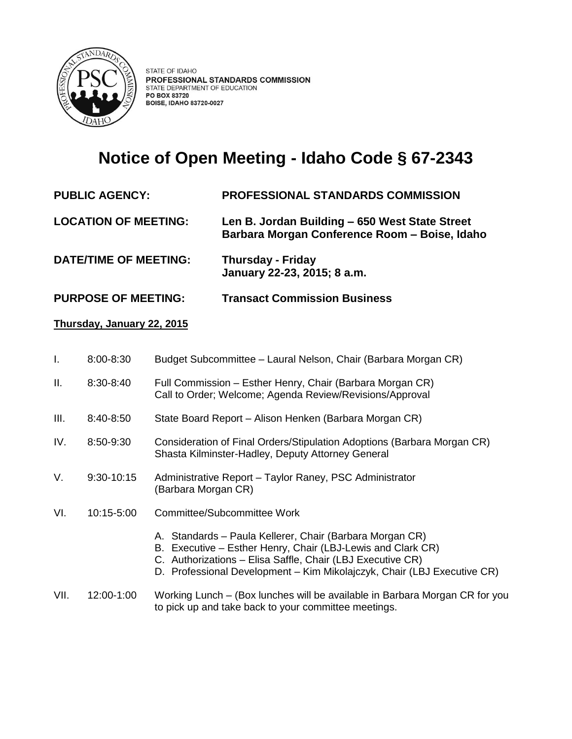STATE OF IDAHO
**PROFESSIONAL STANDARDS COMMISSION**
STATE DEPARTMENT OF EDUCATION
PO BOX 83720
BOISE, IDAHO 83720-0027

# Notice of Open Meeting - Idaho Code § 67-2343

**PUBLIC AGENCY:** **PROFESSIONAL STANDARDS COMMISSION**

**LOCATION OF MEETING:** **Len B. Jordan Building – 650 West State Street Barbara Morgan Conference Room – Boise, Idaho**

**DATE/TIME OF MEETING:** **Thursday - Friday January 22-23, 2015; 8 a.m.**

**PURPOSE OF MEETING:** **Transact Commission Business**

**Thursday, January 22, 2015**

I. 8:00-8:30 Budget Subcommittee – Laural Nelson, Chair (Barbara Morgan CR)

II. 8:30-8:40 Full Commission – Esther Henry, Chair (Barbara Morgan CR)
Call to Order; Welcome; Agenda Review/Revisions/Approval

III. 8:40-8:50 State Board Report – Alison Henken (Barbara Morgan CR)

IV. 8:50-9:30 Consideration of Final Orders/Stipulation Adoptions (Barbara Morgan CR)
Shasta Kilminster-Hadley, Deputy Attorney General

V. 9:30-10:15 Administrative Report – Taylor Raney, PSC Administrator (Barbara Morgan CR)

VI. 10:15-5:00 Committee/Subcommittee Work

A. Standards – Paula Kellerer, Chair (Barbara Morgan CR)
B. Executive – Esther Henry, Chair (LBJ-Lewis and Clark CR)
C. Authorizations – Elisa Saffle, Chair (LBJ Executive CR)
D. Professional Development – Kim Mikolajczyk, Chair (LBJ Executive CR)

VII. 12:00-1:00 Working Lunch – (Box lunches will be available in Barbara Morgan CR for you to pick up and take back to your committee meetings.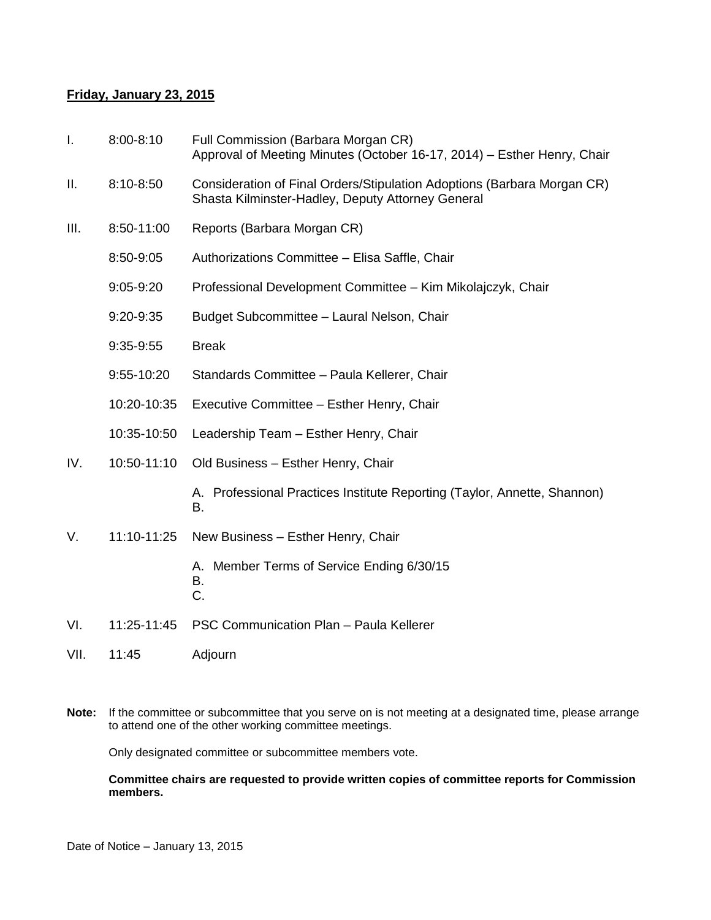**Friday, January 23, 2015**

| | | |
|---|---|---|
| I. | 8:00-8:10 | Full Commission (Barbara Morgan CR)<br>Approval of Meeting Minutes (October 16-17, 2014) – Esther Henry, Chair |
| II. | 8:10-8:50 | Consideration of Final Orders/Stipulation Adoptions (Barbara Morgan CR)<br>Shasta Kilminster-Hadley, Deputy Attorney General |
| III. | 8:50-11:00 | Reports (Barbara Morgan CR) |
| | 8:50-9:05 | Authorizations Committee – Elisa Saffle, Chair |
| | 9:05-9:20 | Professional Development Committee – Kim Mikolajczyk, Chair |
| | 9:20-9:35 | Budget Subcommittee – Laural Nelson, Chair |
| | 9:35-9:55 | Break |
| | 9:55-10:20 | Standards Committee – Paula Kellerer, Chair |
| | 10:20-10:35 | Executive Committee – Esther Henry, Chair |
| | 10:35-10:50 | Leadership Team – Esther Henry, Chair |
| IV. | 10:50-11:10 | Old Business – Esther Henry, Chair |
| | | A. Professional Practices Institute Reporting (Taylor, Annette, Shannon)<br>B. |
| V. | 11:10-11:25 | New Business – Esther Henry, Chair |
| | | A. Member Terms of Service Ending 6/30/15<br>B.<br>C. |
| VI. | 11:25-11:45 | PSC Communication Plan – Paula Kellerer |
| VII. | 11:45 | Adjourn |

**Note:** If the committee or subcommittee that you serve on is not meeting at a designated time, please arrange to attend one of the other working committee meetings.

Only designated committee or subcommittee members vote.

**Committee chairs are requested to provide written copies of committee reports for Commission members.**

Date of Notice – January 13, 2015